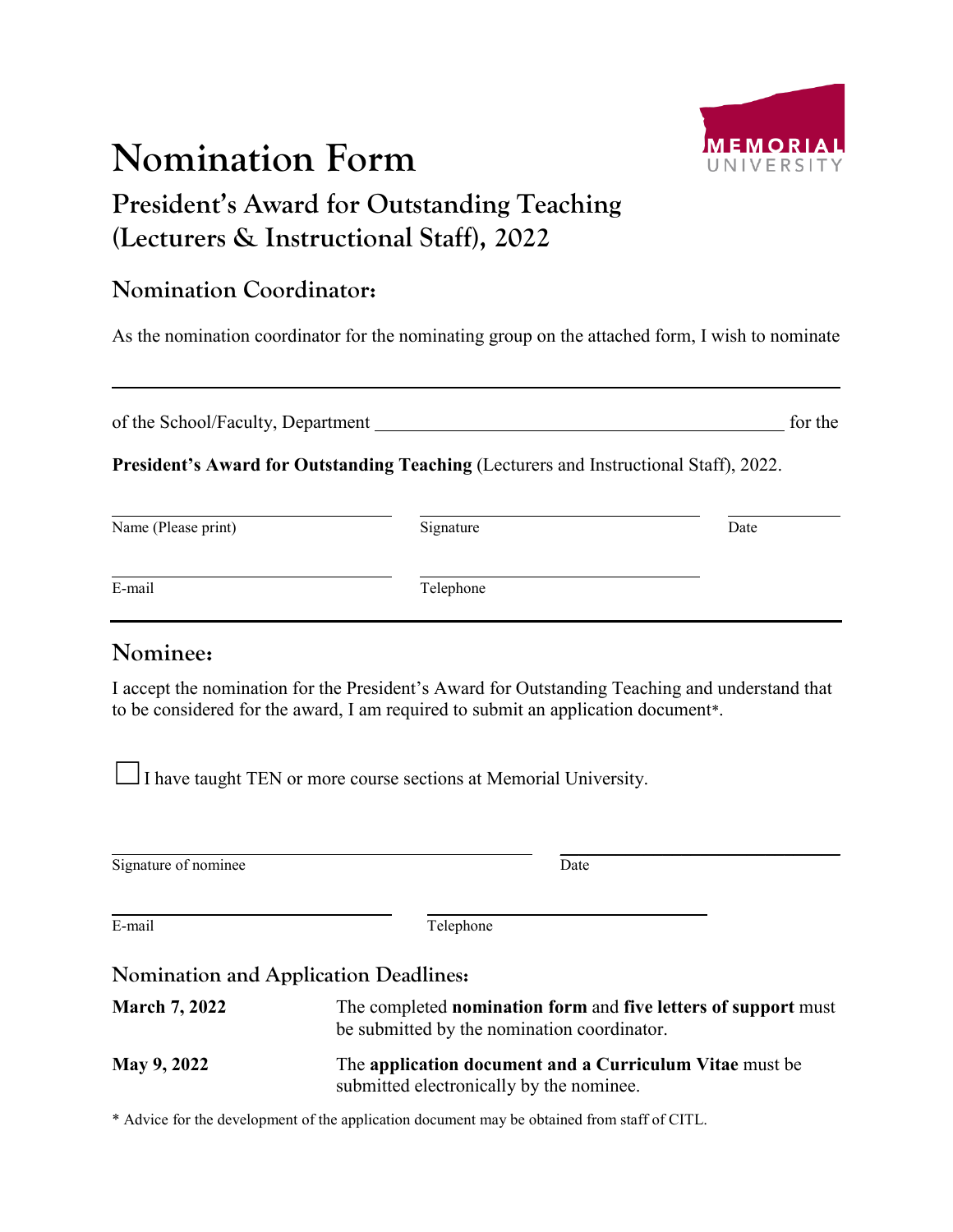# Nomination Form

## President's Award for Outstanding Teaching (Lecturers & Instructional Staff), 2022

### Nomination Coordinator:

As the nomination coordinator for the nominating group on the attached form, I wish to nominate

\_\_\_\_\_\_\_\_\_\_\_\_\_\_\_\_\_\_\_\_\_\_\_\_\_\_\_\_\_\_\_\_\_\_\_\_\_\_\_\_\_\_\_\_\_\_\_\_\_\_\_\_\_\_\_\_\_\_\_\_\_\_\_\_\_\_\_\_

of the School/Faculty, Department \_\_\_\_\_\_\_\_\_\_\_\_\_\_\_\_\_\_\_\_\_\_\_\_\_\_\_\_\_\_\_\_\_\_\_\_\_\_\_\_ for the

**President's Award for Outstanding Teaching** (Lecturers and Instructional Staff), 2022.

| Name (Please print) | Signature | Date |
|---|---|---|
| | | |

| E-mail | Telephone |
|---|---|
| | |

### Nominee:

I accept the nomination for the President's Award for Outstanding Teaching and understand that to be considered for the award, I am required to submit an application document*.

☐ I have taught TEN or more course sections at Memorial University.

| Signature of nominee | Date |
|---|---|
| | |

| E-mail | Telephone |
|---|---|
| | |

### Nomination and Application Deadlines:

| | |
|---|---|
| **March 7, 2022** | The completed **nomination form** and **five letters of support** must be submitted by the nomination coordinator. |
| **May 9, 2022** | The **application document and a Curriculum Vitae** must be submitted electronically by the nominee. |

* Advice for the development of the application document may be obtained from staff of CITL.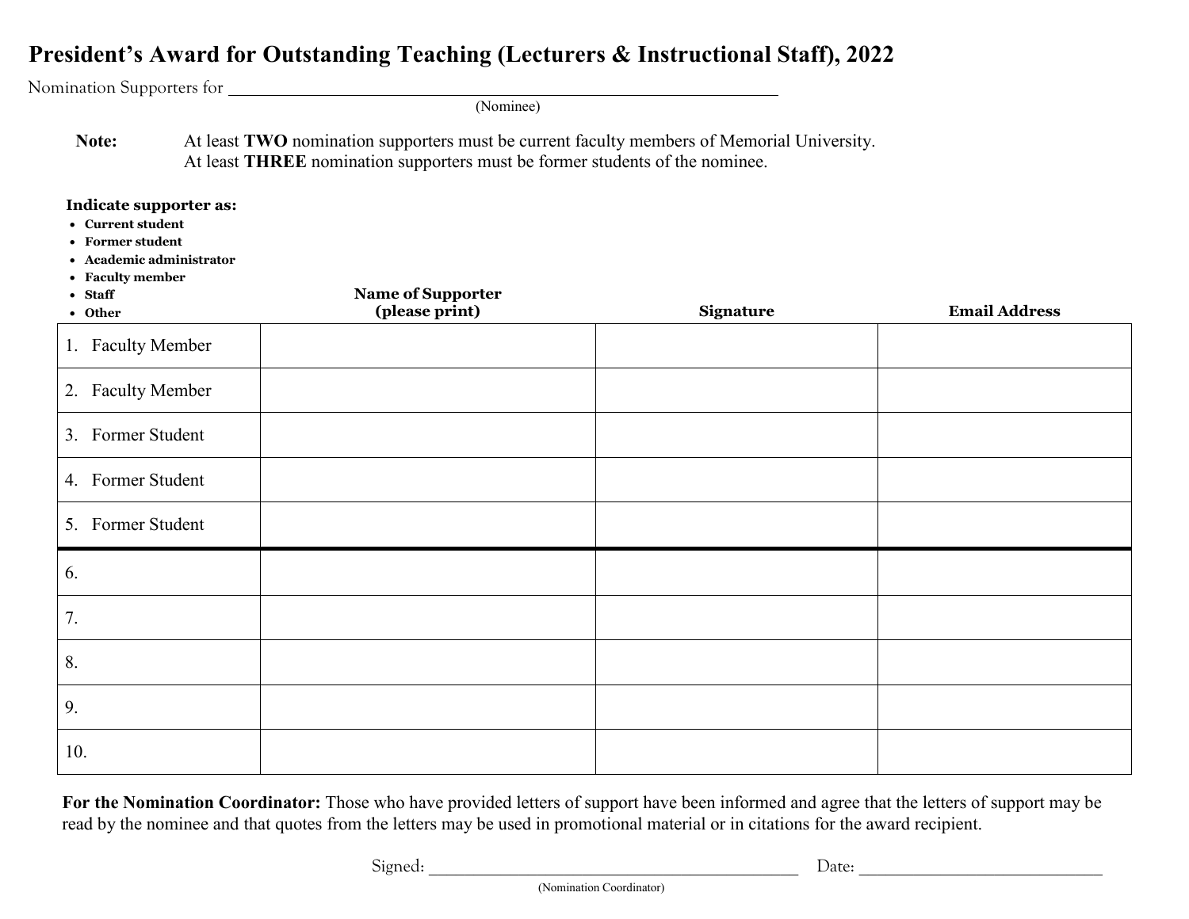# President's Award for Outstanding Teaching (Lecturers & Instructional Staff), 2022

Nomination Supporters for ____________________________________________
(Nominee)

**Note:** At least **TWO** nomination supporters must be current faculty members of Memorial University.
At least **THREE** nomination supporters must be former students of the nominee.

**Indicate supporter as:**

- **Current student**
- **Former student**
- **Academic administrator**
- **Faculty member**
- **Staff**
- **Other**

| | **Name of Supporter (please print)** | **Signature** | **Email Address** |
|---|---|---|---|
| 1. Faculty Member | | | |
| 2. Faculty Member | | | |
| 3. Former Student | | | |
| 4. Former Student | | | |
| 5. Former Student | | | |
| 6. | | | |
| 7. | | | |
| 8. | | | |
| 9. | | | |
| 10. | | | |

**For the Nomination Coordinator:** Those who have provided letters of support have been informed and agree that the letters of support may be read by the nominee and that quotes from the letters may be used in promotional material or in citations for the award recipient.

Signed: ____________________________________ Date: ______________________
(Nomination Coordinator)